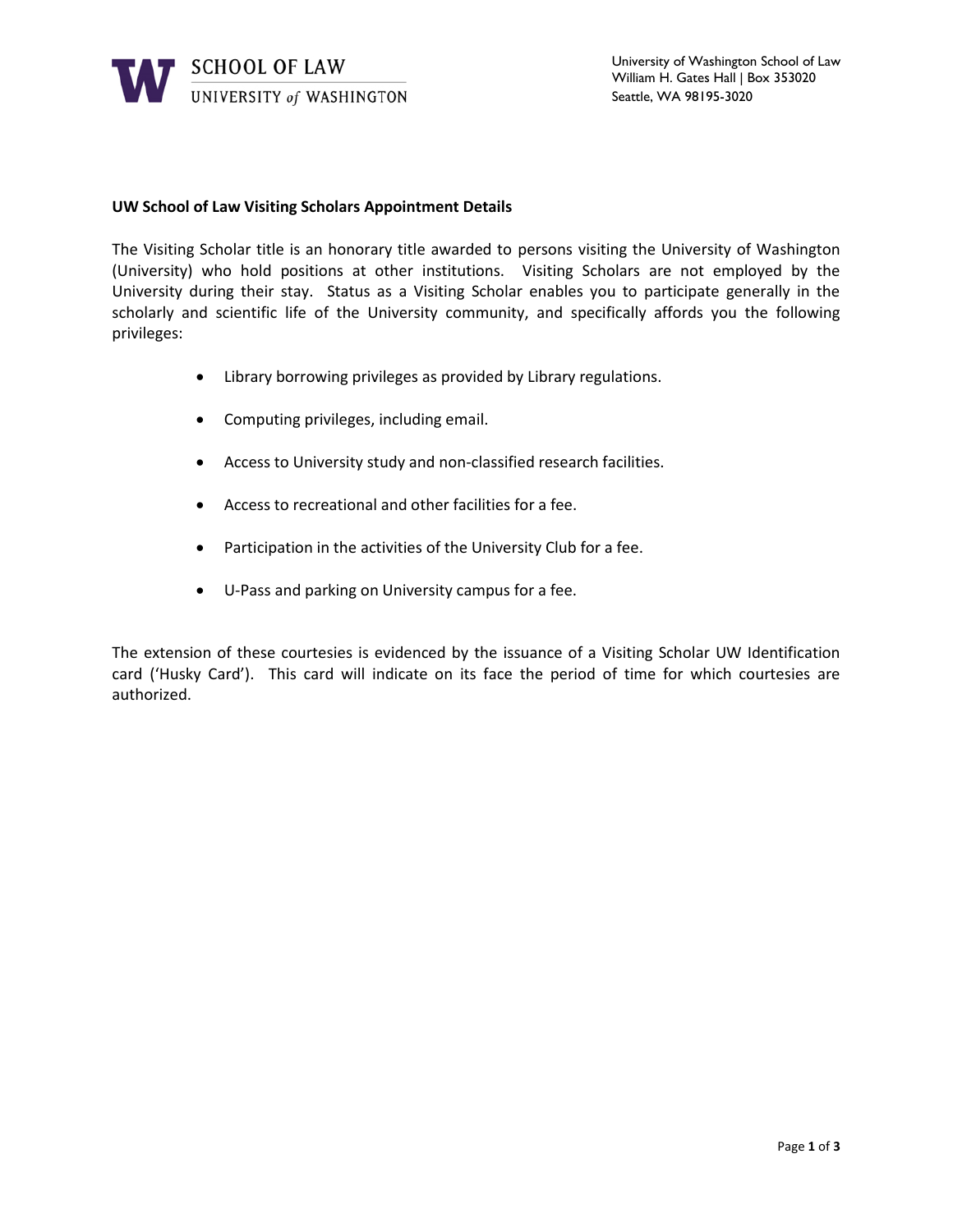SCHOOL OF LAW
UNIVERSITY of WASHINGTON

University of Washington School of Law
William H. Gates Hall | Box 353020
Seattle, WA 98195-3020

**UW School of Law Visiting Scholars Appointment Details**

The Visiting Scholar title is an honorary title awarded to persons visiting the University of Washington (University) who hold positions at other institutions. Visiting Scholars are not employed by the University during their stay. Status as a Visiting Scholar enables you to participate generally in the scholarly and scientific life of the University community, and specifically affords you the following privileges:

- Library borrowing privileges as provided by Library regulations.
- Computing privileges, including email.
- Access to University study and non-classified research facilities.
- Access to recreational and other facilities for a fee.
- Participation in the activities of the University Club for a fee.
- U-Pass and parking on University campus for a fee.

The extension of these courtesies is evidenced by the issuance of a Visiting Scholar UW Identification card ('Husky Card'). This card will indicate on its face the period of time for which courtesies are authorized.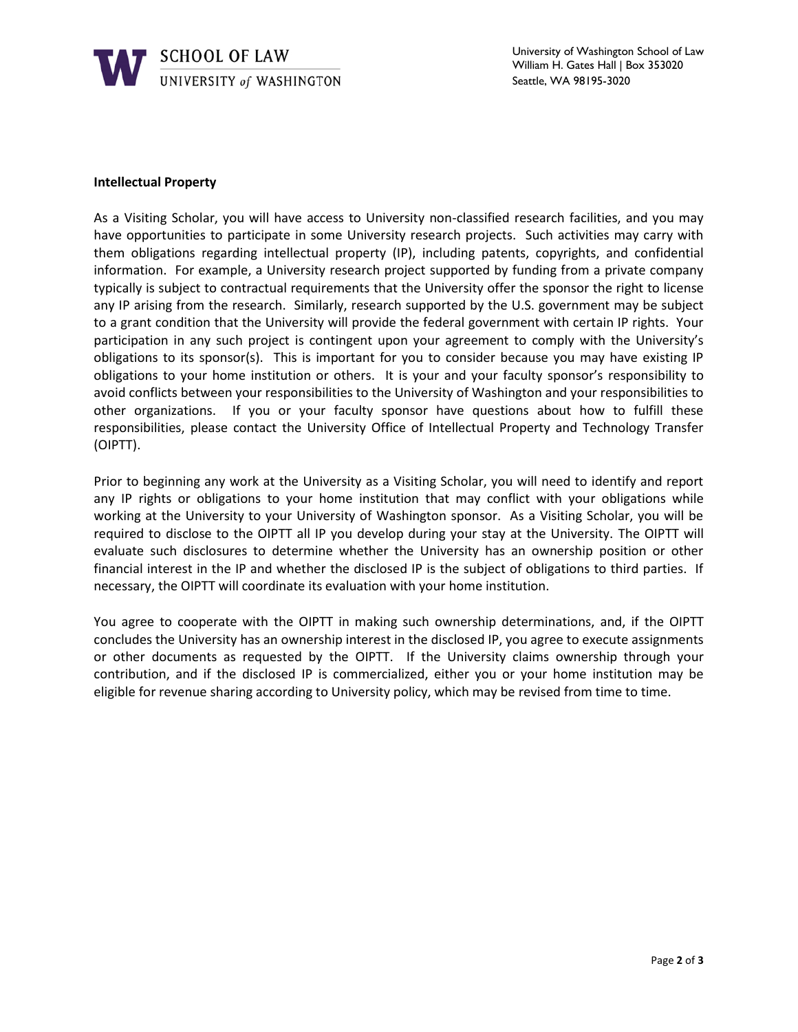**Intellectual Property**

As a Visiting Scholar, you will have access to University non-classified research facilities, and you may have opportunities to participate in some University research projects. Such activities may carry with them obligations regarding intellectual property (IP), including patents, copyrights, and confidential information. For example, a University research project supported by funding from a private company typically is subject to contractual requirements that the University offer the sponsor the right to license any IP arising from the research. Similarly, research supported by the U.S. government may be subject to a grant condition that the University will provide the federal government with certain IP rights. Your participation in any such project is contingent upon your agreement to comply with the University's obligations to its sponsor(s). This is important for you to consider because you may have existing IP obligations to your home institution or others. It is your and your faculty sponsor's responsibility to avoid conflicts between your responsibilities to the University of Washington and your responsibilities to other organizations. If you or your faculty sponsor have questions about how to fulfill these responsibilities, please contact the University Office of Intellectual Property and Technology Transfer (OIPTT).

Prior to beginning any work at the University as a Visiting Scholar, you will need to identify and report any IP rights or obligations to your home institution that may conflict with your obligations while working at the University to your University of Washington sponsor. As a Visiting Scholar, you will be required to disclose to the OIPTT all IP you develop during your stay at the University. The OIPTT will evaluate such disclosures to determine whether the University has an ownership position or other financial interest in the IP and whether the disclosed IP is the subject of obligations to third parties. If necessary, the OIPTT will coordinate its evaluation with your home institution.

You agree to cooperate with the OIPTT in making such ownership determinations, and, if the OIPTT concludes the University has an ownership interest in the disclosed IP, you agree to execute assignments or other documents as requested by the OIPTT. If the University claims ownership through your contribution, and if the disclosed IP is commercialized, either you or your home institution may be eligible for revenue sharing according to University policy, which may be revised from time to time.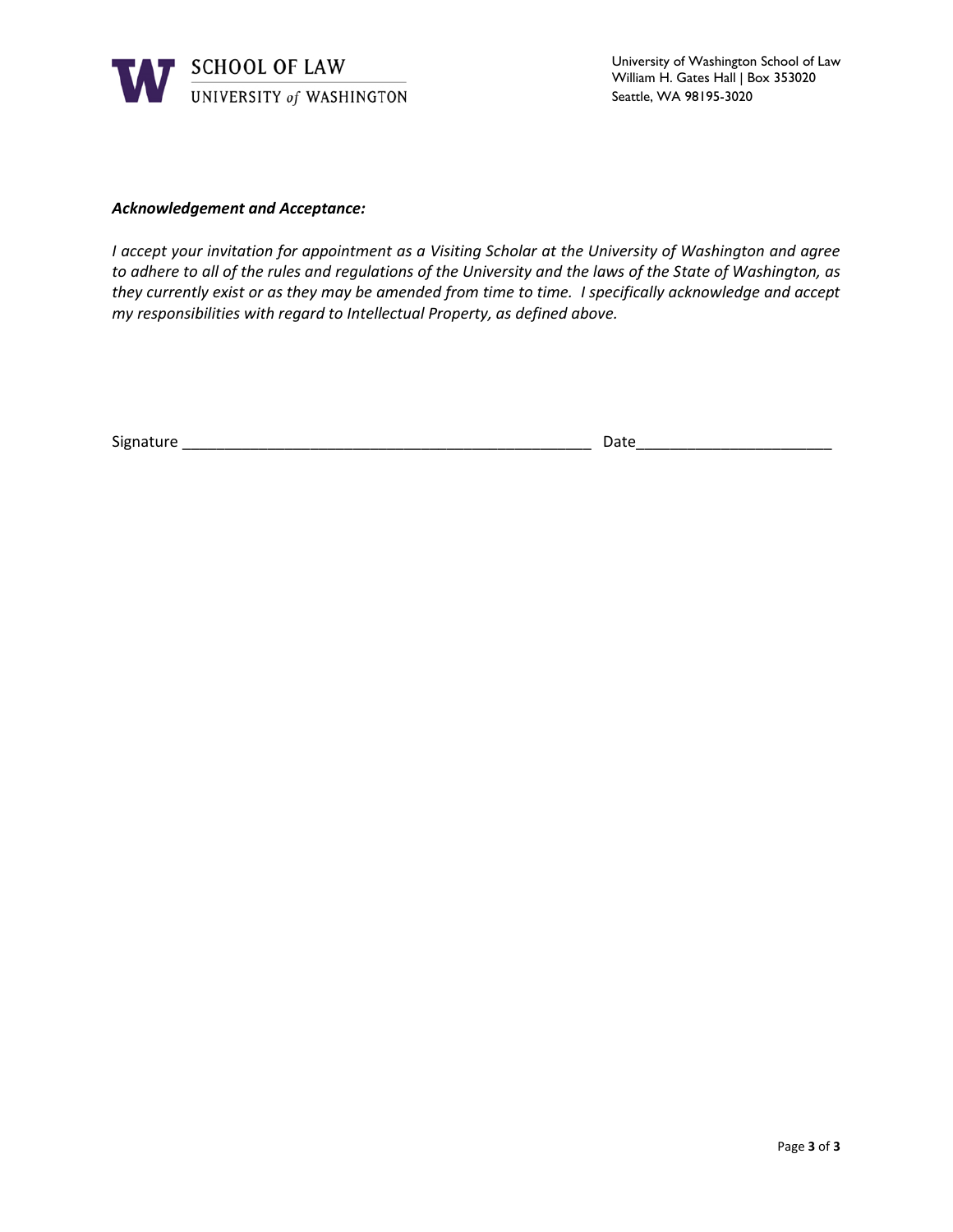***Acknowledgement and Acceptance:***

*I accept your invitation for appointment as a Visiting Scholar at the University of Washington and agree to adhere to all of the rules and regulations of the University and the laws of the State of Washington, as they currently exist or as they may be amended from time to time. I specifically acknowledge and accept my responsibilities with regard to Intellectual Property, as defined above.*

Signature ________________________________________________ Date______________________